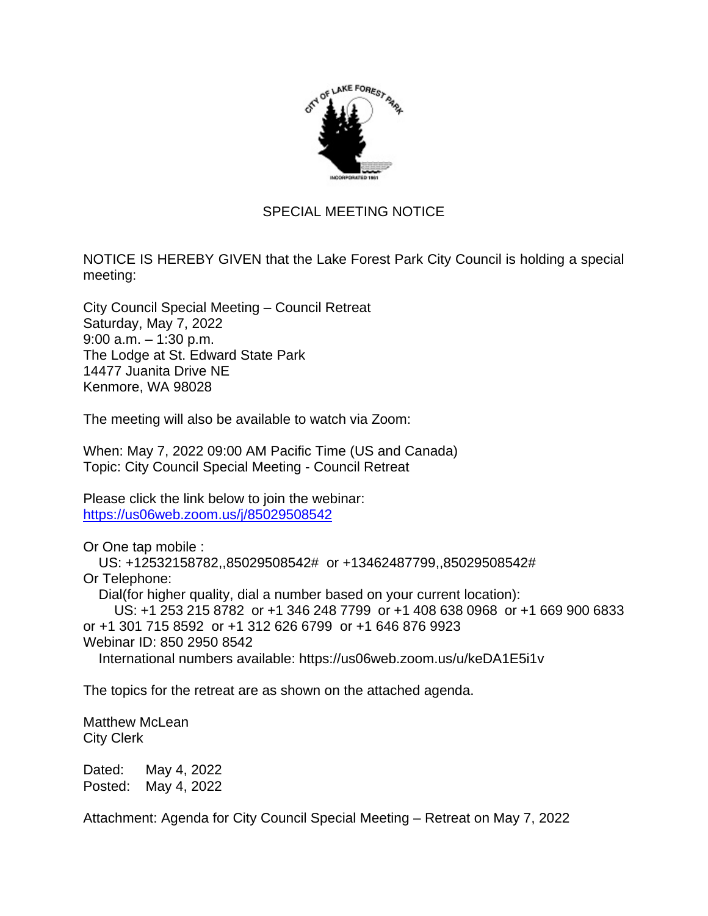# SPECIAL MEETING NOTICE

NOTICE IS HEREBY GIVEN that the Lake Forest Park City Council is holding a special meeting:

City Council Special Meeting – Council Retreat
Saturday, May 7, 2022
9:00 a.m. – 1:30 p.m.
The Lodge at St. Edward State Park
14477 Juanita Drive NE
Kenmore, WA 98028

The meeting will also be available to watch via Zoom:

When: May 7, 2022 09:00 AM Pacific Time (US and Canada)
Topic: City Council Special Meeting - Council Retreat

Please click the link below to join the webinar:
https://us06web.zoom.us/j/85029508542

Or One tap mobile :
US: +12532158782,,85029508542# or +13462487799,,85029508542#
Or Telephone:
Dial(for higher quality, dial a number based on your current location):
US: +1 253 215 8782 or +1 346 248 7799 or +1 408 638 0968 or +1 669 900 6833 or +1 301 715 8592 or +1 312 626 6799 or +1 646 876 9923
Webinar ID: 850 2950 8542
International numbers available: https://us06web.zoom.us/u/keDA1E5i1v

The topics for the retreat are as shown on the attached agenda.

Matthew McLean
City Clerk

Dated: May 4, 2022
Posted: May 4, 2022

Attachment: Agenda for City Council Special Meeting – Retreat on May 7, 2022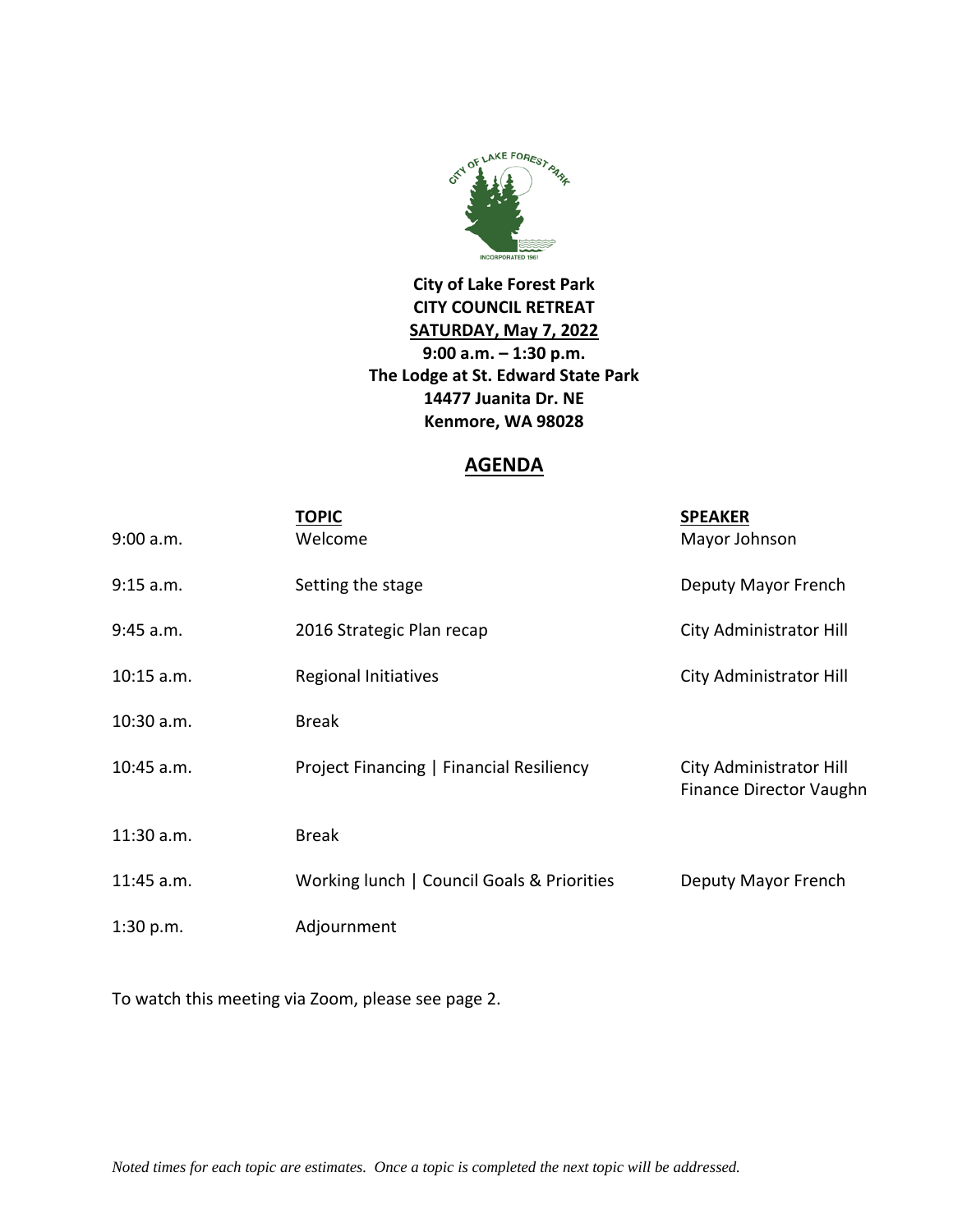**City of Lake Forest Park**
**CITY COUNCIL RETREAT**
**SATURDAY, May 7, 2022**
**9:00 a.m. – 1:30 p.m.**
**The Lodge at St. Edward State Park**
**14477 Juanita Dr. NE**
**Kenmore, WA 98028**

## AGENDA

| | TOPIC | SPEAKER |
|---|---|---|
| 9:00 a.m. | Welcome | Mayor Johnson |
| 9:15 a.m. | Setting the stage | Deputy Mayor French |
| 9:45 a.m. | 2016 Strategic Plan recap | City Administrator Hill |
| 10:15 a.m. | Regional Initiatives | City Administrator Hill |
| 10:30 a.m. | Break | |
| 10:45 a.m. | Project Financing \| Financial Resiliency | City Administrator Hill<br>Finance Director Vaughn |
| 11:30 a.m. | Break | |
| 11:45 a.m. | Working lunch \| Council Goals & Priorities | Deputy Mayor French |
| 1:30 p.m. | Adjournment | |

To watch this meeting via Zoom, please see page 2.

*Noted times for each topic are estimates. Once a topic is completed the next topic will be addressed.*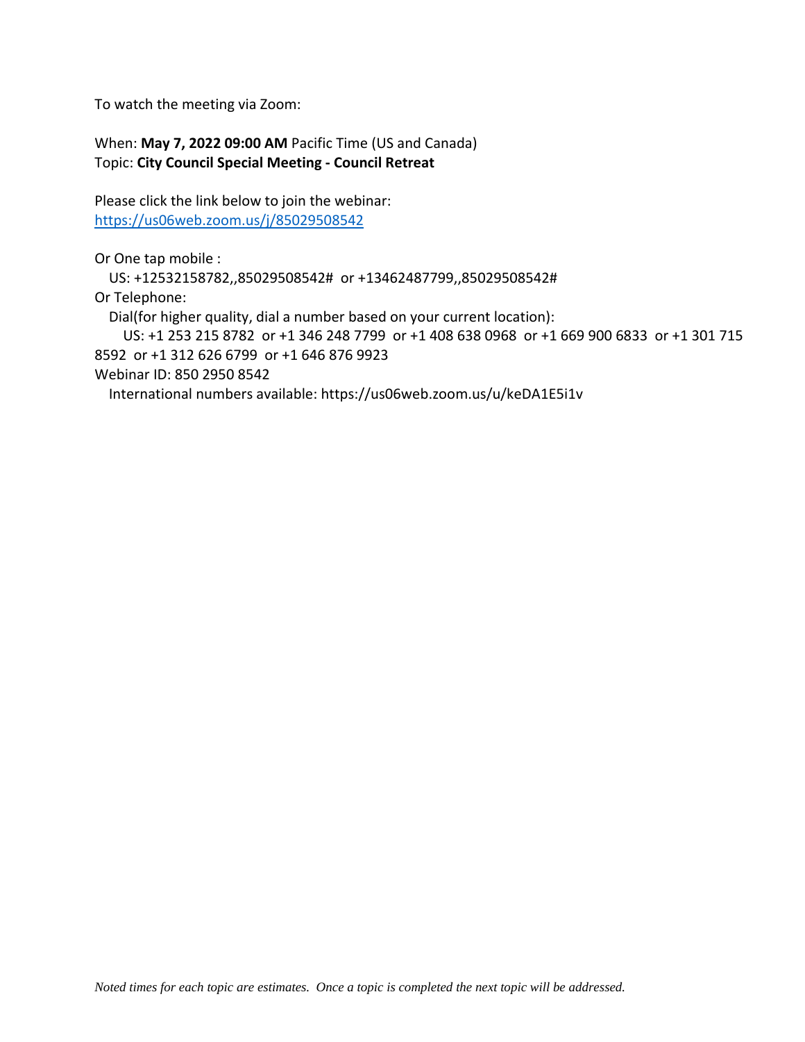To watch the meeting via Zoom:

When: **May 7, 2022 09:00 AM** Pacific Time (US and Canada)
Topic: **City Council Special Meeting - Council Retreat**

Please click the link below to join the webinar:
https://us06web.zoom.us/j/85029508542

Or One tap mobile :
US: +12532158782,,85029508542# or +13462487799,,85029508542#
Or Telephone:
Dial(for higher quality, dial a number based on your current location):
US: +1 253 215 8782 or +1 346 248 7799 or +1 408 638 0968 or +1 669 900 6833 or +1 301 715 8592 or +1 312 626 6799 or +1 646 876 9923
Webinar ID: 850 2950 8542
International numbers available: https://us06web.zoom.us/u/keDA1E5i1v

*Noted times for each topic are estimates. Once a topic is completed the next topic will be addressed.*